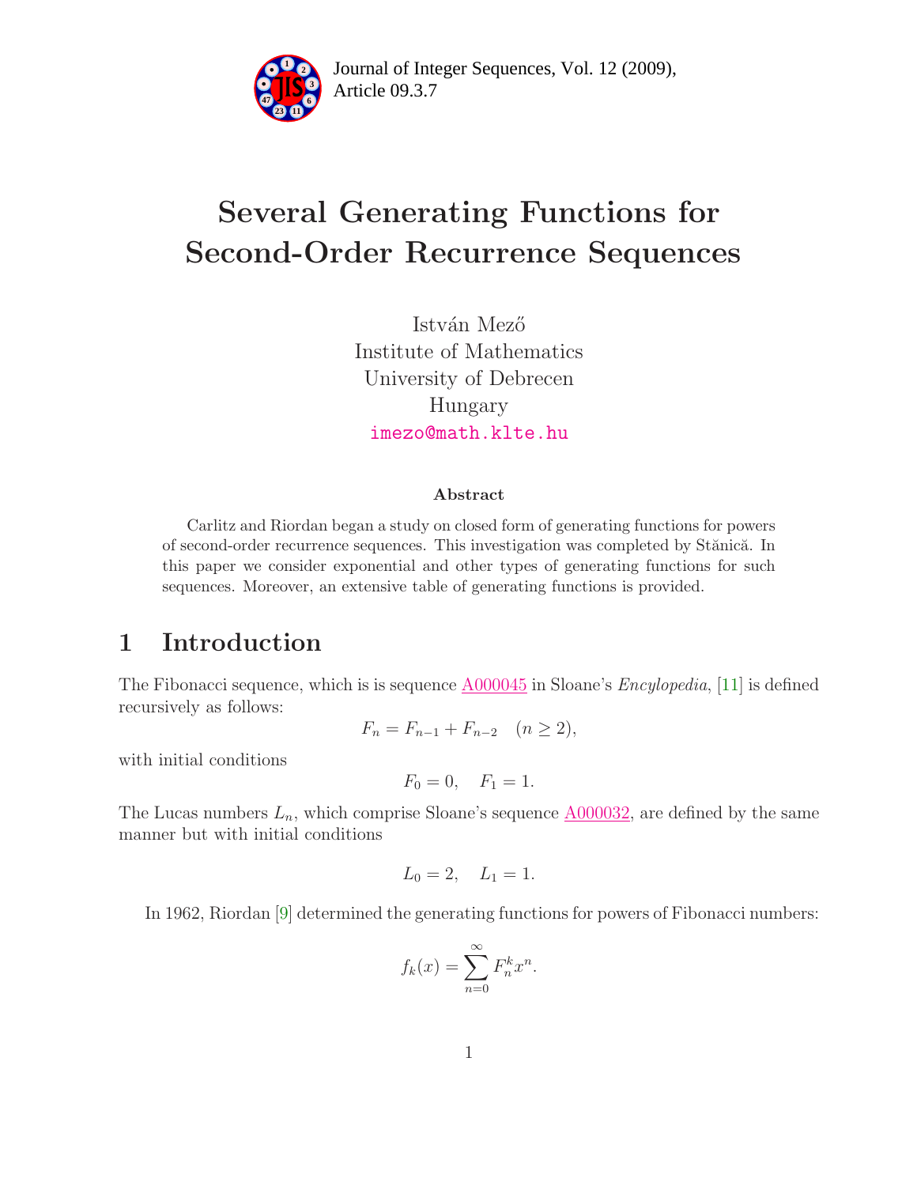Journal of Integer Sequences, Vol. 12 (2009), Article 09.3.7

# Several Generating Functions for Second-Order Recurrence Sequences

István Mező
Institute of Mathematics
University of Debrecen
Hungary
imezo@math.klte.hu

**Abstract**

Carlitz and Riordan began a study on closed form of generating functions for powers of second-order recurrence sequences. This investigation was completed by Stănică. In this paper we consider exponential and other types of generating functions for such sequences. Moreover, an extensive table of generating functions is provided.

## 1 Introduction

The Fibonacci sequence, which is is sequence A000045 in Sloane's *Encylopedia*, [11] is defined recursively as follows:

$$F_n = F_{n-1} + F_{n-2} \quad (n \geq 2),$$

with initial conditions

$$F_0 = 0, \quad F_1 = 1.$$

The Lucas numbers $L_n$, which comprise Sloane's sequence A000032, are defined by the same manner but with initial conditions

$$L_0 = 2, \quad L_1 = 1.$$

In 1962, Riordan [9] determined the generating functions for powers of Fibonacci numbers:

$$f_k(x) = \sum_{n=0}^{\infty} F_n^k x^n.$$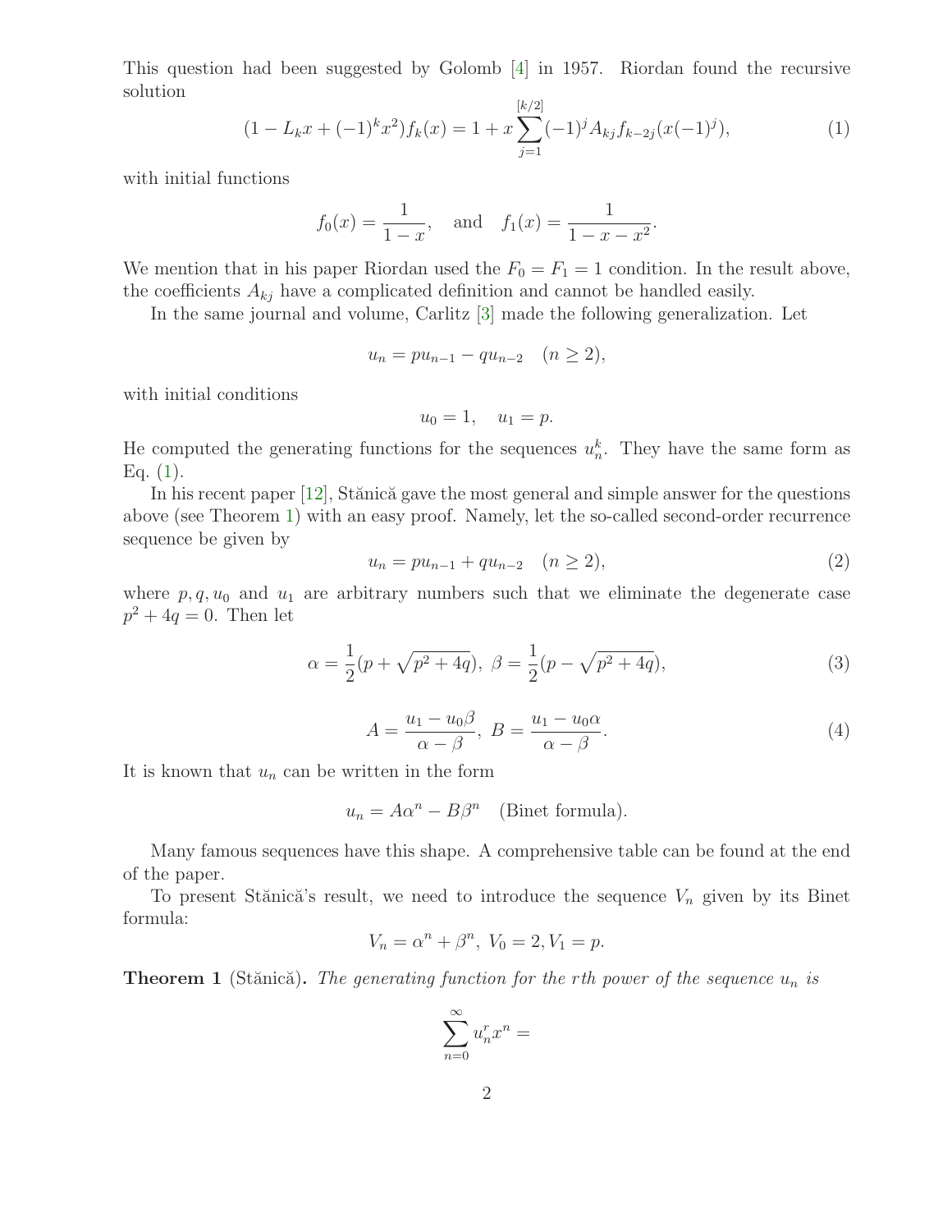This question had been suggested by Golomb [4] in 1957. Riordan found the recursive solution

$$(1 - L_k x + (-1)^k x^2) f_k(x) = 1 + x \sum_{j=1}^{[k/2]} (-1)^j A_{kj} f_{k-2j}(x(-1)^j), \tag{1}$$

with initial functions

$$f_0(x) = \frac{1}{1-x}, \quad \text{and} \quad f_1(x) = \frac{1}{1-x-x^2}.$$

We mention that in his paper Riordan used the $F_0 = F_1 = 1$ condition. In the result above, the coefficients $A_{kj}$ have a complicated definition and cannot be handled easily.

In the same journal and volume, Carlitz [3] made the following generalization. Let

$$u_n = pu_{n-1} - qu_{n-2} \quad (n \geq 2),$$

with initial conditions

$$u_0 = 1, \quad u_1 = p.$$

He computed the generating functions for the sequences $u_n^k$. They have the same form as Eq. (1).

In his recent paper [12], Stănică gave the most general and simple answer for the questions above (see Theorem 1) with an easy proof. Namely, let the so-called second-order recurrence sequence be given by

$$u_n = pu_{n-1} + qu_{n-2} \quad (n \geq 2), \tag{2}$$

where $p, q, u_0$ and $u_1$ are arbitrary numbers such that we eliminate the degenerate case $p^2 + 4q = 0$. Then let

$$\alpha = \frac{1}{2}(p + \sqrt{p^2 + 4q}),\ \beta = \frac{1}{2}(p - \sqrt{p^2 + 4q}), \tag{3}$$

$$A = \frac{u_1 - u_0\beta}{\alpha - \beta},\ B = \frac{u_1 - u_0\alpha}{\alpha - \beta}. \tag{4}$$

It is known that $u_n$ can be written in the form

$$u_n = A\alpha^n - B\beta^n \quad \text{(Binet formula)}.$$

Many famous sequences have this shape. A comprehensive table can be found at the end of the paper.

To present Stănică's result, we need to introduce the sequence $V_n$ given by its Binet formula:

$$V_n = \alpha^n + \beta^n,\ V_0 = 2, V_1 = p.$$

**Theorem 1** (Stănică)**.** *The generating function for the rth power of the sequence $u_n$ is*

$$\sum_{n=0}^{\infty} u_n^r x^n =$$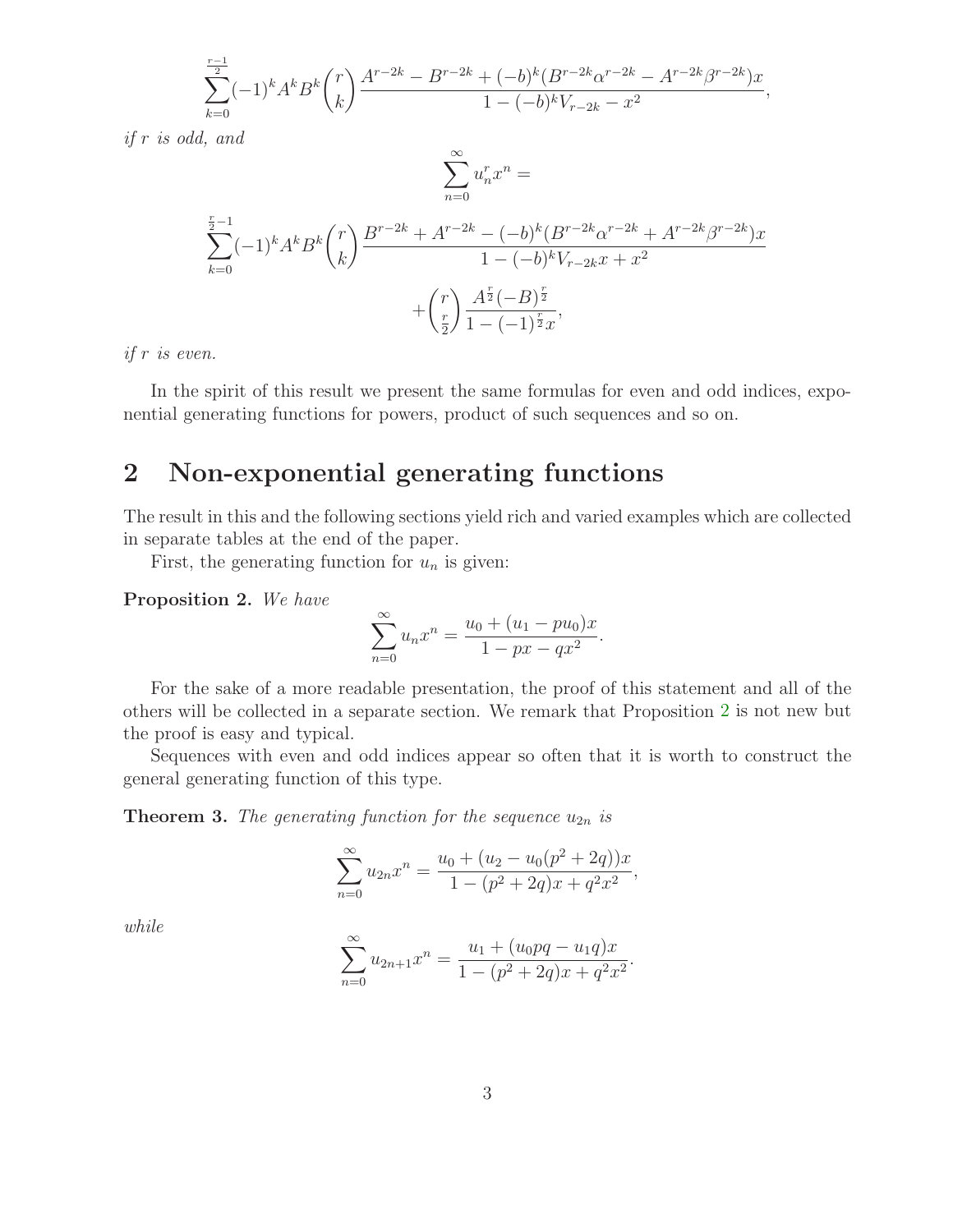$$\sum_{k=0}^{\frac{r-1}{2}}(-1)^k A^k B^k \binom{r}{k} \frac{A^{r-2k}-B^{r-2k}+(-b)^k(B^{r-2k}\alpha^{r-2k}-A^{r-2k}\beta^{r-2k})x}{1-(-b)^k V_{r-2k}-x^2},$$

*if $r$ is odd, and*

$$\sum_{n=0}^{\infty} u_n^r x^n =$$

$$\sum_{k=0}^{\frac{r}{2}-1}(-1)^k A^k B^k \binom{r}{k} \frac{B^{r-2k}+A^{r-2k}-(-b)^k(B^{r-2k}\alpha^{r-2k}+A^{r-2k}\beta^{r-2k})x}{1-(-b)^k V_{r-2k}x+x^2}$$

$$+\binom{r}{\frac{r}{2}} \frac{A^{\frac{r}{2}}(-B)^{\frac{r}{2}}}{1-(-1)^{\frac{r}{2}}x},$$

*if $r$ is even.*

In the spirit of this result we present the same formulas for even and odd indices, exponential generating functions for powers, product of such sequences and so on.

## 2 Non-exponential generating functions

The result in this and the following sections yield rich and varied examples which are collected in separate tables at the end of the paper.

First, the generating function for $u_n$ is given:

**Proposition 2.** *We have*

$$\sum_{n=0}^{\infty} u_n x^n = \frac{u_0+(u_1-pu_0)x}{1-px-qx^2}.$$

For the sake of a more readable presentation, the proof of this statement and all of the others will be collected in a separate section. We remark that Proposition 2 is not new but the proof is easy and typical.

Sequences with even and odd indices appear so often that it is worth to construct the general generating function of this type.

**Theorem 3.** *The generating function for the sequence $u_{2n}$ is*

$$\sum_{n=0}^{\infty} u_{2n} x^n = \frac{u_0+(u_2-u_0(p^2+2q))x}{1-(p^2+2q)x+q^2x^2},$$

*while*

$$\sum_{n=0}^{\infty} u_{2n+1} x^n = \frac{u_1+(u_0pq-u_1q)x}{1-(p^2+2q)x+q^2x^2}.$$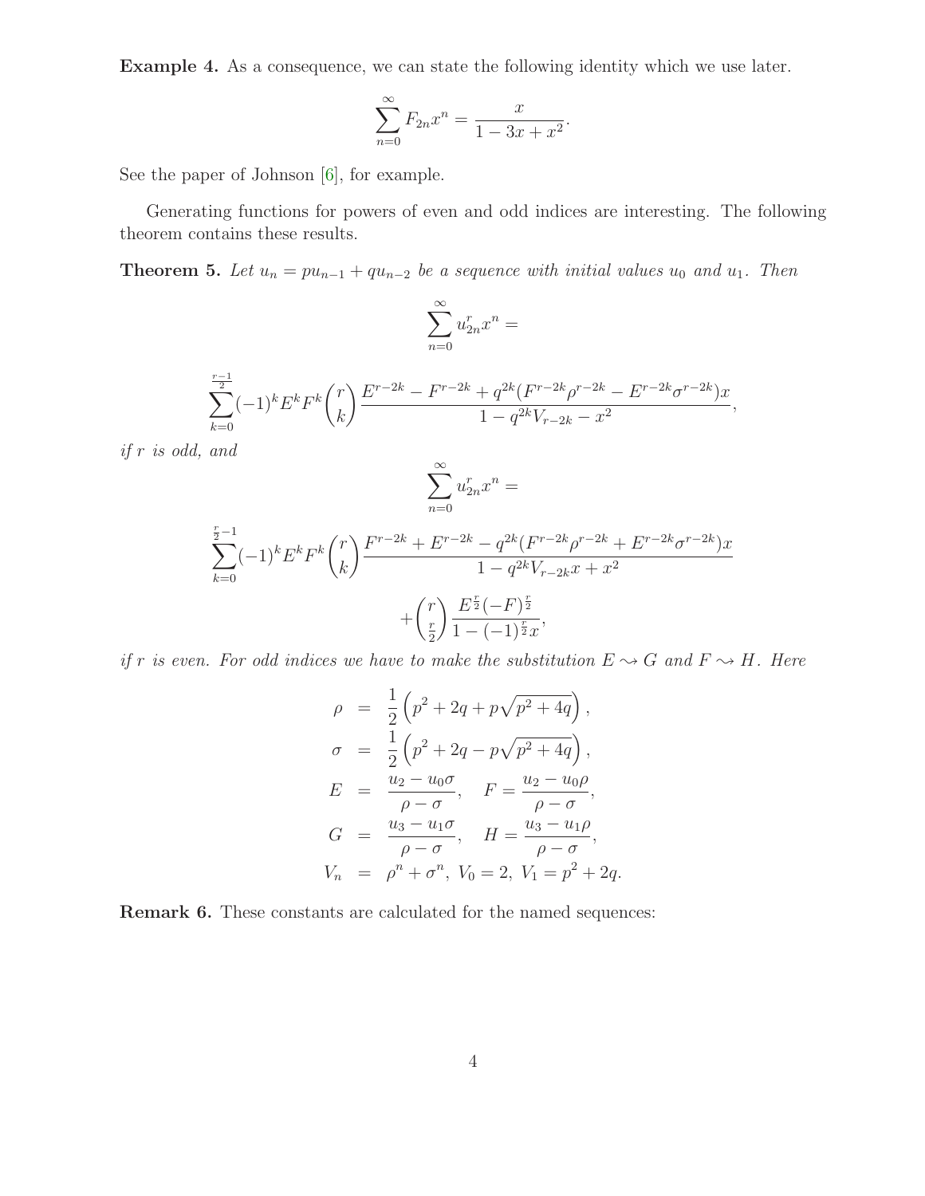**Example 4.** As a consequence, we can state the following identity which we use later.

$$\sum_{n=0}^{\infty} F_{2n} x^n = \frac{x}{1 - 3x + x^2}.$$

See the paper of Johnson [6], for example.

Generating functions for powers of even and odd indices are interesting. The following theorem contains these results.

**Theorem 5.** *Let $u_n = pu_{n-1} + qu_{n-2}$ be a sequence with initial values $u_0$ and $u_1$. Then*

$$\sum_{n=0}^{\infty} u_{2n}^r x^n =$$

$$\sum_{k=0}^{\frac{r-1}{2}} (-1)^k E^k F^k \binom{r}{k} \frac{E^{r-2k} - F^{r-2k} + q^{2k}(F^{r-2k}\rho^{r-2k} - E^{r-2k}\sigma^{r-2k})x}{1 - q^{2k}V_{r-2k} - x^2},$$

*if $r$ is odd, and*

$$\sum_{n=0}^{\infty} u_{2n}^r x^n =$$

$$\sum_{k=0}^{\frac{r}{2}-1} (-1)^k E^k F^k \binom{r}{k} \frac{F^{r-2k} + E^{r-2k} - q^{2k}(F^{r-2k}\rho^{r-2k} + E^{r-2k}\sigma^{r-2k})x}{1 - q^{2k}V_{r-2k}x + x^2}$$

$$+ \binom{r}{\frac{r}{2}} \frac{E^{\frac{r}{2}}(-F)^{\frac{r}{2}}}{1 - (-1)^{\frac{r}{2}} x},$$

*if $r$ is even. For odd indices we have to make the substitution $E \rightsquigarrow G$ and $F \rightsquigarrow H$. Here*

$$\begin{aligned}
\rho &= \frac{1}{2}\left(p^2 + 2q + p\sqrt{p^2 + 4q}\right), \\
\sigma &= \frac{1}{2}\left(p^2 + 2q - p\sqrt{p^2 + 4q}\right), \\
E &= \frac{u_2 - u_0\sigma}{\rho - \sigma}, \quad F = \frac{u_2 - u_0\rho}{\rho - \sigma}, \\
G &= \frac{u_3 - u_1\sigma}{\rho - \sigma}, \quad H = \frac{u_3 - u_1\rho}{\rho - \sigma}, \\
V_n &= \rho^n + \sigma^n, \; V_0 = 2, \; V_1 = p^2 + 2q.
\end{aligned}$$

**Remark 6.** These constants are calculated for the named sequences: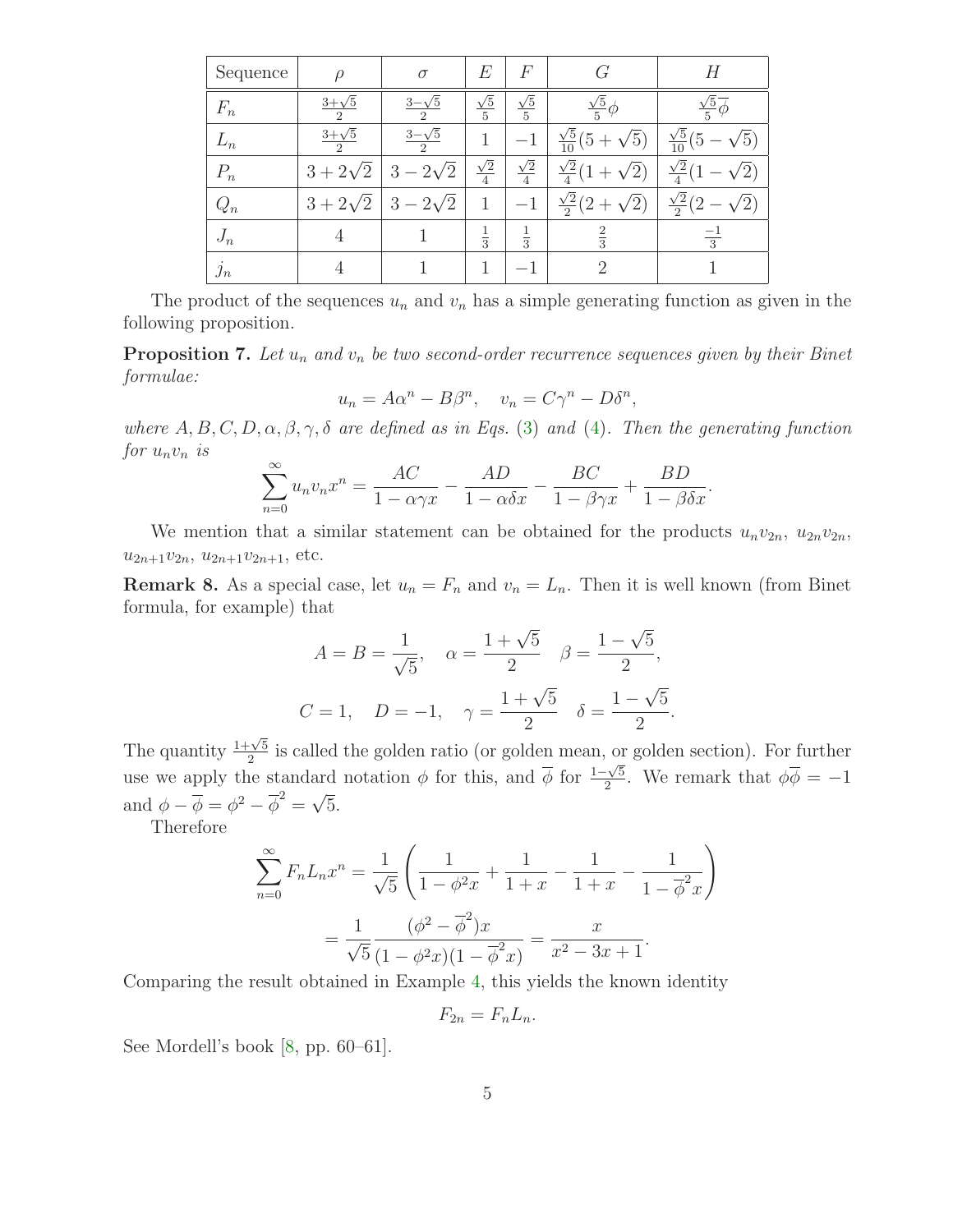| Sequence | $\rho$ | $\sigma$ | $E$ | $F$ | $G$ | $H$ |
|---|---|---|---|---|---|---|
| $F_n$ | $\frac{3+\sqrt{5}}{2}$ | $\frac{3-\sqrt{5}}{2}$ | $\frac{\sqrt{5}}{5}$ | $\frac{\sqrt{5}}{5}$ | $\frac{\sqrt{5}}{5}\phi$ | $\frac{\sqrt{5}}{5}\overline{\phi}$ |
| $L_n$ | $\frac{3+\sqrt{5}}{2}$ | $\frac{3-\sqrt{5}}{2}$ | $1$ | $-1$ | $\frac{\sqrt{5}}{10}(5+\sqrt{5})$ | $\frac{\sqrt{5}}{10}(5-\sqrt{5})$ |
| $P_n$ | $3+2\sqrt{2}$ | $3-2\sqrt{2}$ | $\frac{\sqrt{2}}{4}$ | $\frac{\sqrt{2}}{4}$ | $\frac{\sqrt{2}}{4}(1+\sqrt{2})$ | $\frac{\sqrt{2}}{4}(1-\sqrt{2})$ |
| $Q_n$ | $3+2\sqrt{2}$ | $3-2\sqrt{2}$ | $1$ | $-1$ | $\frac{\sqrt{2}}{2}(2+\sqrt{2})$ | $\frac{\sqrt{2}}{2}(2-\sqrt{2})$ |
| $J_n$ | $4$ | $1$ | $\frac{1}{3}$ | $\frac{1}{3}$ | $\frac{2}{3}$ | $\frac{-1}{3}$ |
| $j_n$ | $4$ | $1$ | $1$ | $-1$ | $2$ | $1$ |

The product of the sequences $u_n$ and $v_n$ has a simple generating function as given in the following proposition.

**Proposition 7.** *Let $u_n$ and $v_n$ be two second-order recurrence sequences given by their Binet formulae:*

$$u_n = A\alpha^n - B\beta^n, \quad v_n = C\gamma^n - D\delta^n,$$

*where $A, B, C, D, \alpha, \beta, \gamma, \delta$ are defined as in Eqs. (3) and (4). Then the generating function for $u_n v_n$ is*

$$\sum_{n=0}^{\infty} u_n v_n x^n = \frac{AC}{1-\alpha\gamma x} - \frac{AD}{1-\alpha\delta x} - \frac{BC}{1-\beta\gamma x} + \frac{BD}{1-\beta\delta x}.$$

We mention that a similar statement can be obtained for the products $u_n v_{2n}$, $u_{2n} v_{2n}$, $u_{2n+1} v_{2n}$, $u_{2n+1} v_{2n+1}$, etc.

**Remark 8.** As a special case, let $u_n = F_n$ and $v_n = L_n$. Then it is well known (from Binet formula, for example) that

$$A = B = \frac{1}{\sqrt{5}}, \quad \alpha = \frac{1+\sqrt{5}}{2} \quad \beta = \frac{1-\sqrt{5}}{2},$$

$$C = 1, \quad D = -1, \quad \gamma = \frac{1+\sqrt{5}}{2} \quad \delta = \frac{1-\sqrt{5}}{2}.$$

The quantity $\frac{1+\sqrt{5}}{2}$ is called the golden ratio (or golden mean, or golden section). For further use we apply the standard notation $\phi$ for this, and $\overline{\phi}$ for $\frac{1-\sqrt{5}}{2}$. We remark that $\phi\overline{\phi} = -1$ and $\phi - \overline{\phi} = \phi^2 - \overline{\phi}^2 = \sqrt{5}$.

Therefore

$$\sum_{n=0}^{\infty} F_n L_n x^n = \frac{1}{\sqrt{5}} \left( \frac{1}{1-\phi^2 x} + \frac{1}{1+x} - \frac{1}{1+x} - \frac{1}{1-\overline{\phi}^2 x} \right)$$

$$= \frac{1}{\sqrt{5}} \frac{(\phi^2 - \overline{\phi}^2)x}{(1-\phi^2 x)(1-\overline{\phi}^2 x)} = \frac{x}{x^2 - 3x + 1}.$$

Comparing the result obtained in Example 4, this yields the known identity

$$F_{2n} = F_n L_n.$$

See Mordell's book [8, pp. 60–61].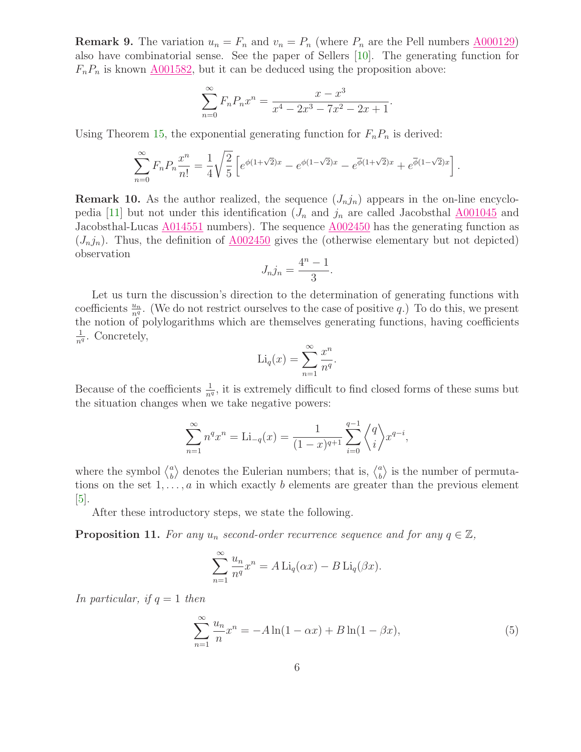**Remark 9.** The variation $u_n = F_n$ and $v_n = P_n$ (where $P_n$ are the Pell numbers A000129) also have combinatorial sense. See the paper of Sellers [10]. The generating function for $F_nP_n$ is known A001582, but it can be deduced using the proposition above:

$$\sum_{n=0}^{\infty} F_n P_n x^n = \frac{x - x^3}{x^4 - 2x^3 - 7x^2 - 2x + 1}.$$

Using Theorem 15, the exponential generating function for $F_nP_n$ is derived:

$$\sum_{n=0}^{\infty} F_n P_n \frac{x^n}{n!} = \frac{1}{4}\sqrt{\frac{2}{5}}\left[e^{\phi(1+\sqrt{2})x} - e^{\phi(1-\sqrt{2})x} - e^{\overline{\phi}(1+\sqrt{2})x} + e^{\overline{\phi}(1-\sqrt{2})x}\right].$$

**Remark 10.** As the author realized, the sequence $(J_n j_n)$ appears in the on-line encyclopedia [11] but not under this identification ($J_n$ and $j_n$ are called Jacobsthal A001045 and Jacobsthal-Lucas A014551 numbers). The sequence A002450 has the generating function as $(J_n j_n)$. Thus, the definition of A002450 gives the (otherwise elementary but not depicted) observation

$$J_n j_n = \frac{4^n - 1}{3}.$$

Let us turn the discussion's direction to the determination of generating functions with coefficients $\frac{u_n}{n^q}$. (We do not restrict ourselves to the case of positive $q$.) To do this, we present the notion of polylogarithms which are themselves generating functions, having coefficients $\frac{1}{n^q}$. Concretely,

$$\mathrm{Li}_q(x) = \sum_{n=1}^{\infty} \frac{x^n}{n^q}.$$

Because of the coefficients $\frac{1}{n^q}$, it is extremely difficult to find closed forms of these sums but the situation changes when we take negative powers:

$$\sum_{n=1}^{\infty} n^q x^n = \mathrm{Li}_{-q}(x) = \frac{1}{(1-x)^{q+1}} \sum_{i=0}^{q-1} \left\langle {q \atop i} \right\rangle x^{q-i},$$

where the symbol $\left\langle {a \atop b} \right\rangle$ denotes the Eulerian numbers; that is, $\left\langle {a \atop b} \right\rangle$ is the number of permutations on the set $1, \ldots, a$ in which exactly $b$ elements are greater than the previous element [5].

After these introductory steps, we state the following.

**Proposition 11.** *For any $u_n$ second-order recurrence sequence and for any $q \in \mathbb{Z}$,*

$$\sum_{n=1}^{\infty} \frac{u_n}{n^q} x^n = A\,\mathrm{Li}_q(\alpha x) - B\,\mathrm{Li}_q(\beta x).$$

*In particular, if $q = 1$ then*

$$\sum_{n=1}^{\infty} \frac{u_n}{n} x^n = -A\ln(1-\alpha x) + B\ln(1-\beta x), \tag{5}$$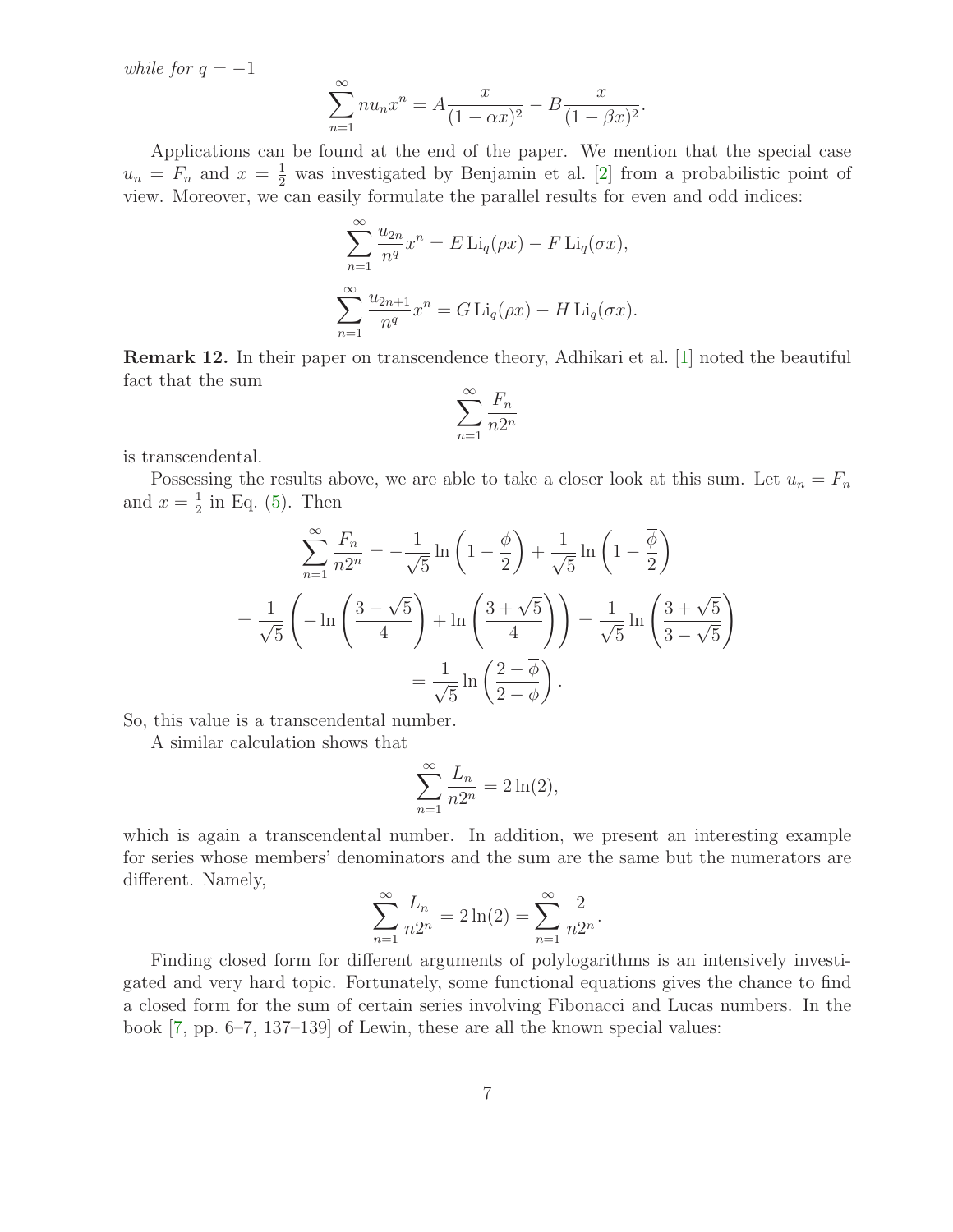*while for* $q = -1$

$$\sum_{n=1}^{\infty} n u_n x^n = A\frac{x}{(1-\alpha x)^2} - B\frac{x}{(1-\beta x)^2}.$$

Applications can be found at the end of the paper. We mention that the special case $u_n = F_n$ and $x = \frac{1}{2}$ was investigated by Benjamin et al. [2] from a probabilistic point of view. Moreover, we can easily formulate the parallel results for even and odd indices:

$$\sum_{n=1}^{\infty} \frac{u_{2n}}{n^q} x^n = E\,\mathrm{Li}_q(\rho x) - F\,\mathrm{Li}_q(\sigma x),$$

$$\sum_{n=1}^{\infty} \frac{u_{2n+1}}{n^q} x^n = G\,\mathrm{Li}_q(\rho x) - H\,\mathrm{Li}_q(\sigma x).$$

**Remark 12.** In their paper on transcendence theory, Adhikari et al. [1] noted the beautiful fact that the sum

$$\sum_{n=1}^{\infty} \frac{F_n}{n 2^n}$$

is transcendental.

Possessing the results above, we are able to take a closer look at this sum. Let $u_n = F_n$ and $x = \frac{1}{2}$ in Eq. (5). Then

$$\sum_{n=1}^{\infty} \frac{F_n}{n2^n} = -\frac{1}{\sqrt{5}}\ln\left(1-\frac{\phi}{2}\right) + \frac{1}{\sqrt{5}}\ln\left(1-\frac{\overline{\phi}}{2}\right)$$

$$= \frac{1}{\sqrt{5}}\left(-\ln\left(\frac{3-\sqrt{5}}{4}\right) + \ln\left(\frac{3+\sqrt{5}}{4}\right)\right) = \frac{1}{\sqrt{5}}\ln\left(\frac{3+\sqrt{5}}{3-\sqrt{5}}\right)$$

$$= \frac{1}{\sqrt{5}}\ln\left(\frac{2-\overline{\phi}}{2-\phi}\right).$$

So, this value is a transcendental number.

A similar calculation shows that

$$\sum_{n=1}^{\infty} \frac{L_n}{n2^n} = 2\ln(2),$$

which is again a transcendental number. In addition, we present an interesting example for series whose members' denominators and the sum are the same but the numerators are different. Namely,

$$\sum_{n=1}^{\infty} \frac{L_n}{n2^n} = 2\ln(2) = \sum_{n=1}^{\infty} \frac{2}{n2^n}.$$

Finding closed form for different arguments of polylogarithms is an intensively investigated and very hard topic. Fortunately, some functional equations gives the chance to find a closed form for the sum of certain series involving Fibonacci and Lucas numbers. In the book [7, pp. 6–7, 137–139] of Lewin, these are all the known special values: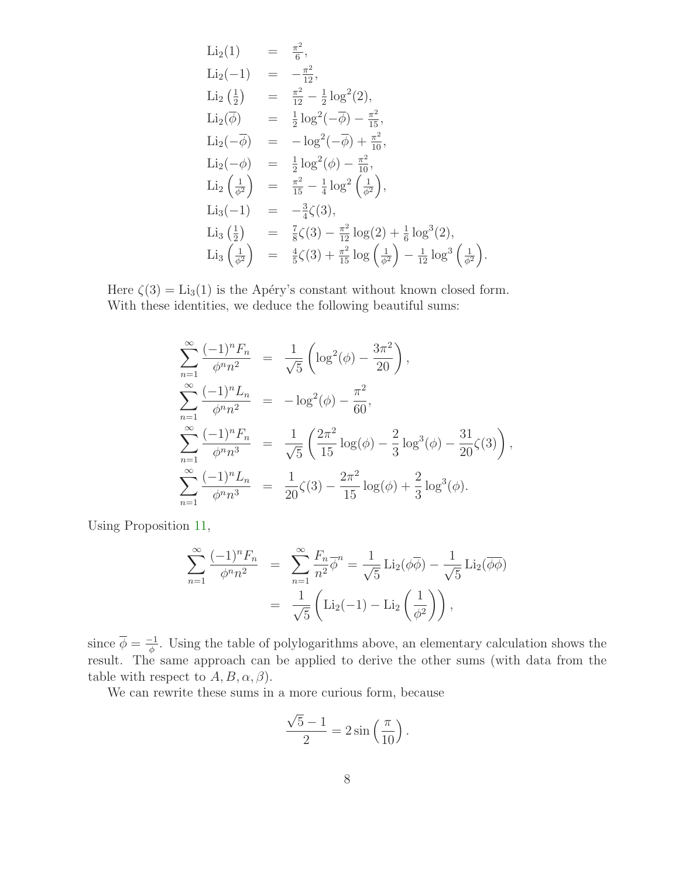$$
\begin{aligned}
\mathrm{Li}_2(1) &= \frac{\pi^2}{6}, \\
\mathrm{Li}_2(-1) &= -\frac{\pi^2}{12}, \\
\mathrm{Li}_2\left(\frac{1}{2}\right) &= \frac{\pi^2}{12} - \frac{1}{2}\log^2(2), \\
\mathrm{Li}_2(\overline{\phi}) &= \frac{1}{2}\log^2(-\overline{\phi}) - \frac{\pi^2}{15}, \\
\mathrm{Li}_2(-\overline{\phi}) &= -\log^2(-\overline{\phi}) + \frac{\pi^2}{10}, \\
\mathrm{Li}_2(-\phi) &= \frac{1}{2}\log^2(\phi) - \frac{\pi^2}{10}, \\
\mathrm{Li}_2\left(\frac{1}{\phi^2}\right) &= \frac{\pi^2}{15} - \frac{1}{4}\log^2\left(\frac{1}{\phi^2}\right), \\
\mathrm{Li}_3(-1) &= -\frac{3}{4}\zeta(3), \\
\mathrm{Li}_3\left(\frac{1}{2}\right) &= \frac{7}{8}\zeta(3) - \frac{\pi^2}{12}\log(2) + \frac{1}{6}\log^3(2), \\
\mathrm{Li}_3\left(\frac{1}{\phi^2}\right) &= \frac{4}{5}\zeta(3) + \frac{\pi^2}{15}\log\left(\frac{1}{\phi^2}\right) - \frac{1}{12}\log^3\left(\frac{1}{\phi^2}\right).
\end{aligned}
$$

Here $\zeta(3) = \mathrm{Li}_3(1)$ is the Apéry's constant without known closed form.
With these identities, we deduce the following beautiful sums:

$$
\begin{aligned}
\sum_{n=1}^{\infty} \frac{(-1)^n F_n}{\phi^n n^2} &= \frac{1}{\sqrt{5}}\left(\log^2(\phi) - \frac{3\pi^2}{20}\right), \\
\sum_{n=1}^{\infty} \frac{(-1)^n L_n}{\phi^n n^2} &= -\log^2(\phi) - \frac{\pi^2}{60}, \\
\sum_{n=1}^{\infty} \frac{(-1)^n F_n}{\phi^n n^3} &= \frac{1}{\sqrt{5}}\left(\frac{2\pi^2}{15}\log(\phi) - \frac{2}{3}\log^3(\phi) - \frac{31}{20}\zeta(3)\right), \\
\sum_{n=1}^{\infty} \frac{(-1)^n L_n}{\phi^n n^3} &= \frac{1}{20}\zeta(3) - \frac{2\pi^2}{15}\log(\phi) + \frac{2}{3}\log^3(\phi).
\end{aligned}
$$

Using Proposition 11,

$$
\begin{aligned}
\sum_{n=1}^{\infty} \frac{(-1)^n F_n}{\phi^n n^2} &= \sum_{n=1}^{\infty} \frac{F_n}{n^2}\overline{\phi}^n = \frac{1}{\sqrt{5}}\mathrm{Li}_2(\phi\overline{\phi}) - \frac{1}{\sqrt{5}}\mathrm{Li}_2(\overline{\phi\phi}) \\
&= \frac{1}{\sqrt{5}}\left(\mathrm{Li}_2(-1) - \mathrm{Li}_2\left(\frac{1}{\phi^2}\right)\right),
\end{aligned}
$$

since $\overline{\phi} = \frac{-1}{\phi}$. Using the table of polylogarithms above, an elementary calculation shows the result. The same approach can be applied to derive the other sums (with data from the table with respect to $A, B, \alpha, \beta$).

We can rewrite these sums in a more curious form, because

$$
\frac{\sqrt{5}-1}{2} = 2\sin\left(\frac{\pi}{10}\right).
$$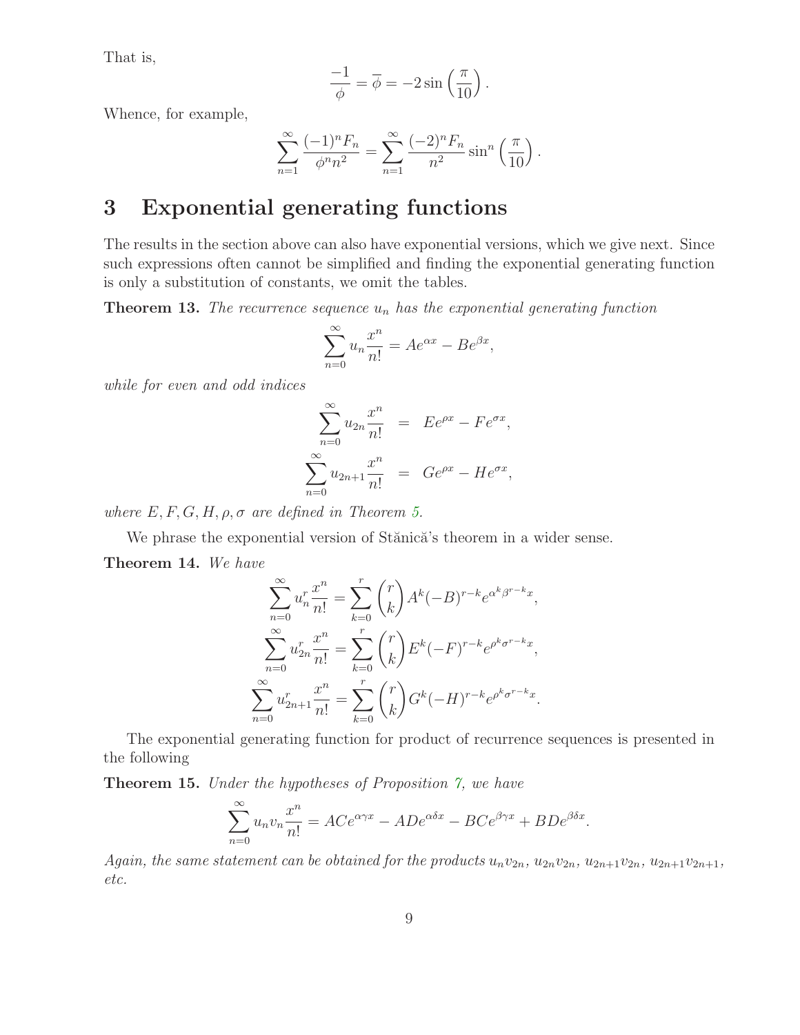That is,

$$\frac{-1}{\phi} = \overline{\phi} = -2\sin\left(\frac{\pi}{10}\right).$$

Whence, for example,

$$\sum_{n=1}^{\infty} \frac{(-1)^n F_n}{\phi^n n^2} = \sum_{n=1}^{\infty} \frac{(-2)^n F_n}{n^2} \sin^n\left(\frac{\pi}{10}\right).$$

# 3 Exponential generating functions

The results in the section above can also have exponential versions, which we give next. Since such expressions often cannot be simplified and finding the exponential generating function is only a substitution of constants, we omit the tables.

**Theorem 13.** *The recurrence sequence $u_n$ has the exponential generating function*

$$\sum_{n=0}^{\infty} u_n \frac{x^n}{n!} = Ae^{\alpha x} - Be^{\beta x},$$

*while for even and odd indices*

$$\begin{aligned}
\sum_{n=0}^{\infty} u_{2n} \frac{x^n}{n!} &= Ee^{\rho x} - Fe^{\sigma x}, \\
\sum_{n=0}^{\infty} u_{2n+1} \frac{x^n}{n!} &= Ge^{\rho x} - He^{\sigma x},
\end{aligned}$$

*where $E, F, G, H, \rho, \sigma$ are defined in Theorem 5.*

We phrase the exponential version of Stănică's theorem in a wider sense.

**Theorem 14.** *We have*

$$\begin{aligned}
\sum_{n=0}^{\infty} u_n^r \frac{x^n}{n!} &= \sum_{k=0}^{r} \binom{r}{k} A^k (-B)^{r-k} e^{\alpha^k \beta^{r-k} x}, \\
\sum_{n=0}^{\infty} u_{2n}^r \frac{x^n}{n!} &= \sum_{k=0}^{r} \binom{r}{k} E^k (-F)^{r-k} e^{\rho^k \sigma^{r-k} x}, \\
\sum_{n=0}^{\infty} u_{2n+1}^r \frac{x^n}{n!} &= \sum_{k=0}^{r} \binom{r}{k} G^k (-H)^{r-k} e^{\rho^k \sigma^{r-k} x}.
\end{aligned}$$

The exponential generating function for product of recurrence sequences is presented in the following

**Theorem 15.** *Under the hypotheses of Proposition 7, we have*

$$\sum_{n=0}^{\infty} u_n v_n \frac{x^n}{n!} = ACe^{\alpha\gamma x} - ADe^{\alpha\delta x} - BCe^{\beta\gamma x} + BDe^{\beta\delta x}.$$

*Again, the same statement can be obtained for the products $u_n v_{2n}$, $u_{2n} v_{2n}$, $u_{2n+1} v_{2n}$, $u_{2n+1} v_{2n+1}$, etc.*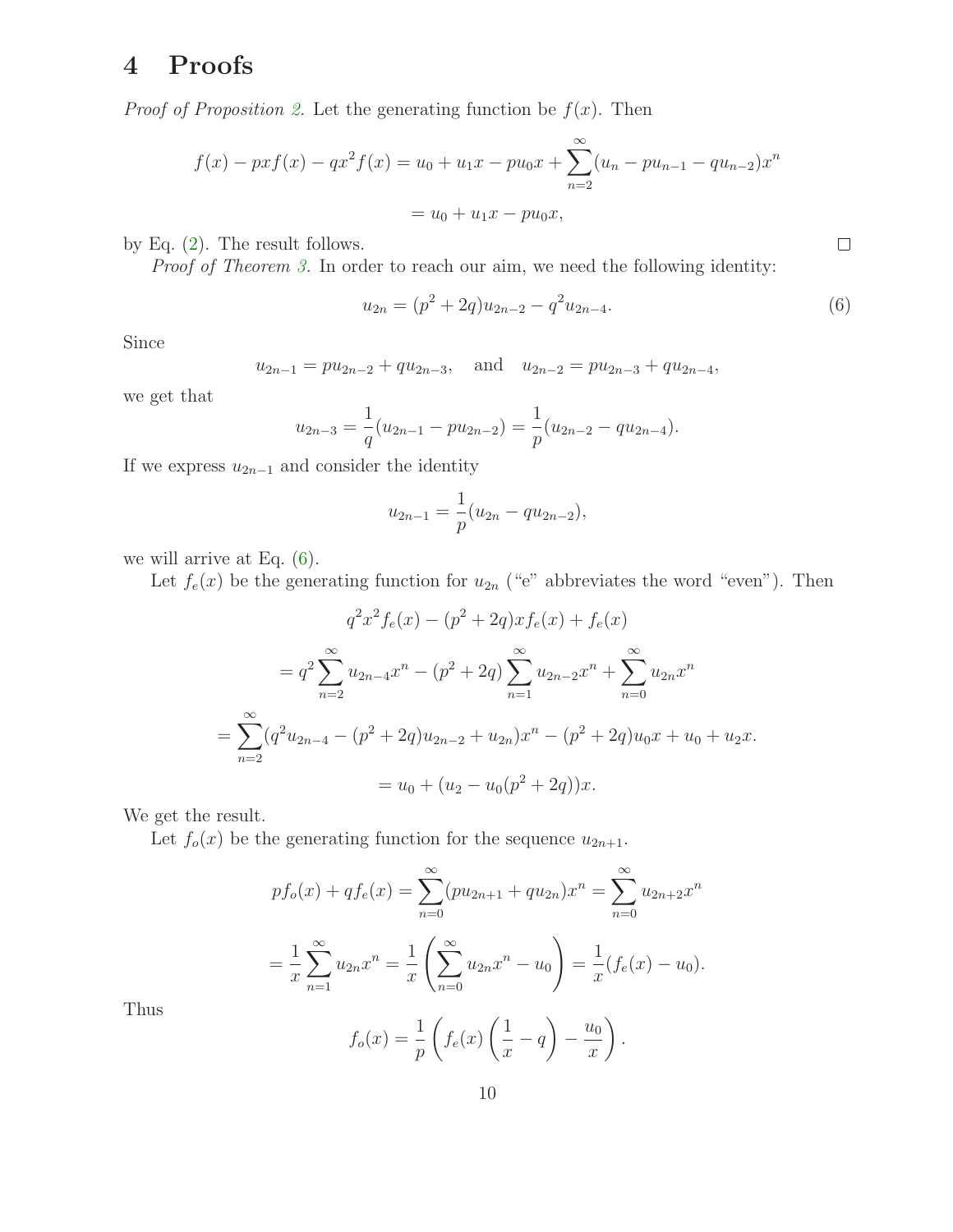# 4 Proofs

*Proof of Proposition 2.* Let the generating function be $f(x)$. Then

$$f(x) - pxf(x) - qx^2 f(x) = u_0 + u_1 x - pu_0 x + \sum_{n=2}^{\infty}(u_n - pu_{n-1} - qu_{n-2})x^n$$

$$= u_0 + u_1 x - pu_0 x,$$

by Eq. (2). The result follows. □

*Proof of Theorem 3.* In order to reach our aim, we need the following identity:

$$u_{2n} = (p^2 + 2q)u_{2n-2} - q^2 u_{2n-4}. \tag{6}$$

Since

$$u_{2n-1} = pu_{2n-2} + qu_{2n-3}, \quad \text{and} \quad u_{2n-2} = pu_{2n-3} + qu_{2n-4},$$

we get that

$$u_{2n-3} = \frac{1}{q}(u_{2n-1} - pu_{2n-2}) = \frac{1}{p}(u_{2n-2} - qu_{2n-4}).$$

If we express $u_{2n-1}$ and consider the identity

$$u_{2n-1} = \frac{1}{p}(u_{2n} - qu_{2n-2}),$$

we will arrive at Eq. (6).

Let $f_e(x)$ be the generating function for $u_{2n}$ ("e" abbreviates the word "even"). Then

$$q^2x^2 f_e(x) - (p^2 + 2q)xf_e(x) + f_e(x)$$

$$= q^2 \sum_{n=2}^{\infty} u_{2n-4}x^n - (p^2 + 2q)\sum_{n=1}^{\infty} u_{2n-2}x^n + \sum_{n=0}^{\infty} u_{2n}x^n$$

$$= \sum_{n=2}^{\infty}(q^2 u_{2n-4} - (p^2 + 2q)u_{2n-2} + u_{2n})x^n - (p^2 + 2q)u_0 x + u_0 + u_2 x.$$

$$= u_0 + (u_2 - u_0(p^2 + 2q))x.$$

We get the result.

Let $f_o(x)$ be the generating function for the sequence $u_{2n+1}$.

$$pf_o(x) + qf_e(x) = \sum_{n=0}^{\infty}(pu_{2n+1} + qu_{2n})x^n = \sum_{n=0}^{\infty} u_{2n+2}x^n$$

$$= \frac{1}{x}\sum_{n=1}^{\infty} u_{2n}x^n = \frac{1}{x}\left(\sum_{n=0}^{\infty} u_{2n}x^n - u_0\right) = \frac{1}{x}(f_e(x) - u_0).$$

Thus

$$f_o(x) = \frac{1}{p}\left(f_e(x)\left(\frac{1}{x} - q\right) - \frac{u_0}{x}\right).$$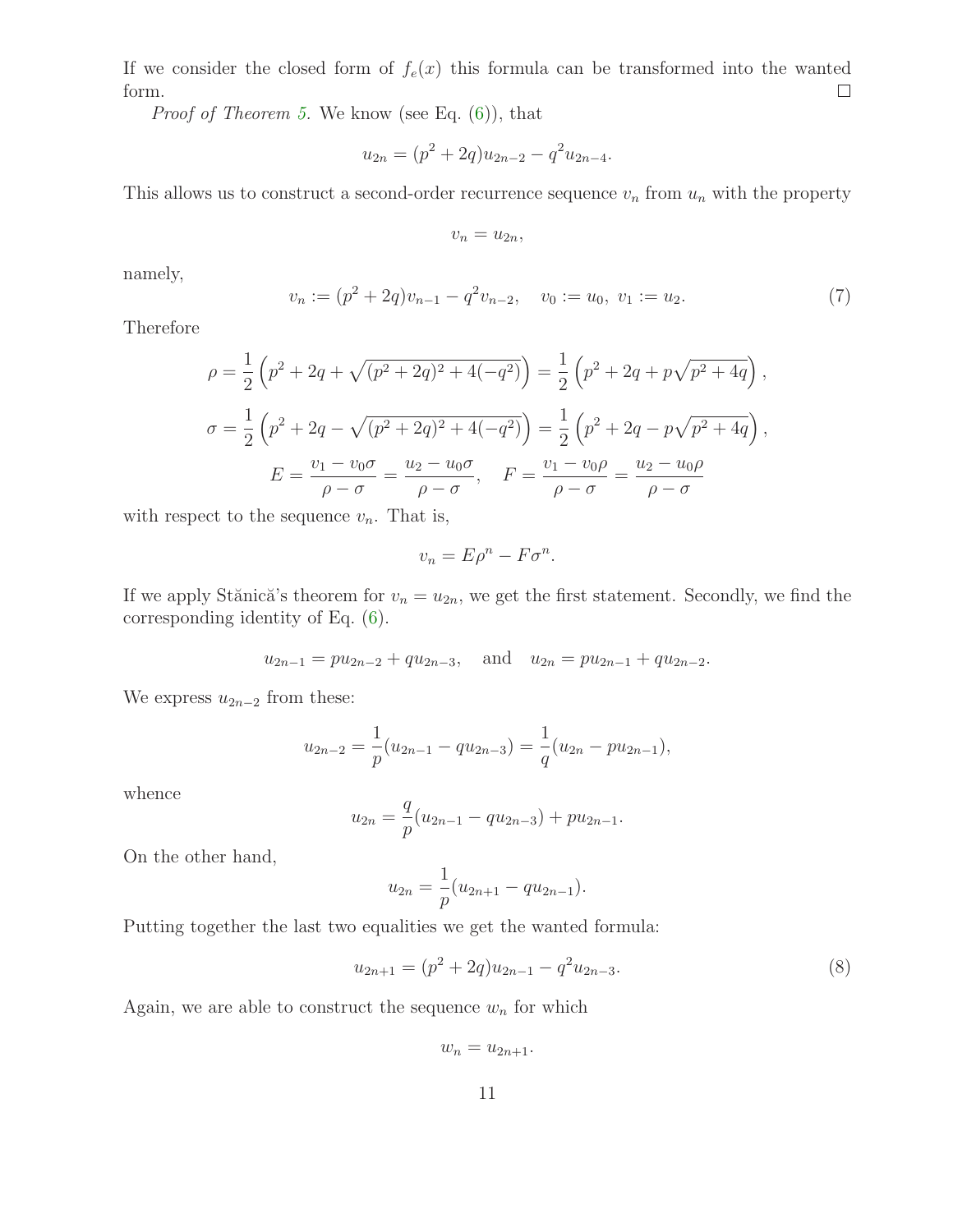If we consider the closed form of $f_e(x)$ this formula can be transformed into the wanted form. $\square$

*Proof of Theorem 5.* We know (see Eq. (6)), that

$$u_{2n} = (p^2 + 2q)u_{2n-2} - q^2 u_{2n-4}.$$

This allows us to construct a second-order recurrence sequence $v_n$ from $u_n$ with the property

$$v_n = u_{2n},$$

namely,

$$v_n := (p^2 + 2q)v_{n-1} - q^2 v_{n-2}, \quad v_0 := u_0,\ v_1 := u_2. \tag{7}$$

Therefore

$$\rho = \frac{1}{2}\left(p^2 + 2q + \sqrt{(p^2+2q)^2 + 4(-q^2)}\right) = \frac{1}{2}\left(p^2 + 2q + p\sqrt{p^2+4q}\right),$$

$$\sigma = \frac{1}{2}\left(p^2 + 2q - \sqrt{(p^2+2q)^2 + 4(-q^2)}\right) = \frac{1}{2}\left(p^2 + 2q - p\sqrt{p^2+4q}\right),$$

$$E = \frac{v_1 - v_0\sigma}{\rho - \sigma} = \frac{u_2 - u_0\sigma}{\rho - \sigma}, \quad F = \frac{v_1 - v_0\rho}{\rho - \sigma} = \frac{u_2 - u_0\rho}{\rho - \sigma}$$

with respect to the sequence $v_n$. That is,

$$v_n = E\rho^n - F\sigma^n.$$

If we apply Stănică's theorem for $v_n = u_{2n}$, we get the first statement. Secondly, we find the corresponding identity of Eq. (6).

$$u_{2n-1} = pu_{2n-2} + qu_{2n-3}, \quad \text{and} \quad u_{2n} = pu_{2n-1} + qu_{2n-2}.$$

We express $u_{2n-2}$ from these:

$$u_{2n-2} = \frac{1}{p}(u_{2n-1} - qu_{2n-3}) = \frac{1}{q}(u_{2n} - pu_{2n-1}),$$

whence

$$u_{2n} = \frac{q}{p}(u_{2n-1} - qu_{2n-3}) + pu_{2n-1}.$$

On the other hand,

$$u_{2n} = \frac{1}{p}(u_{2n+1} - qu_{2n-1}).$$

Putting together the last two equalities we get the wanted formula:

$$u_{2n+1} = (p^2 + 2q)u_{2n-1} - q^2 u_{2n-3}. \tag{8}$$

Again, we are able to construct the sequence $w_n$ for which

$$w_n = u_{2n+1}.$$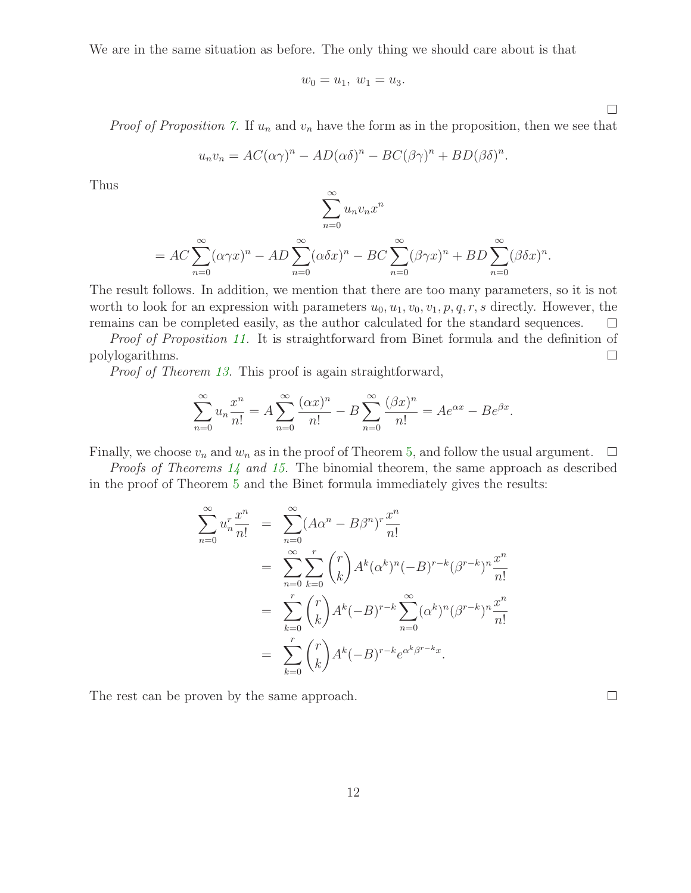We are in the same situation as before. The only thing we should care about is that

$$w_0 = u_1,\ w_1 = u_3.$$

□

*Proof of Proposition 7.* If $u_n$ and $v_n$ have the form as in the proposition, then we see that

$$u_n v_n = AC(\alpha\gamma)^n - AD(\alpha\delta)^n - BC(\beta\gamma)^n + BD(\beta\delta)^n.$$

Thus

$$\sum_{n=0}^{\infty} u_n v_n x^n$$

$$= AC\sum_{n=0}^{\infty}(\alpha\gamma x)^n - AD\sum_{n=0}^{\infty}(\alpha\delta x)^n - BC\sum_{n=0}^{\infty}(\beta\gamma x)^n + BD\sum_{n=0}^{\infty}(\beta\delta x)^n.$$

The result follows. In addition, we mention that there are too many parameters, so it is not worth to look for an expression with parameters $u_0, u_1, v_0, v_1, p, q, r, s$ directly. However, the remains can be completed easily, as the author calculated for the standard sequences. □

*Proof of Proposition 11.* It is straightforward from Binet formula and the definition of polylogarithms. □

*Proof of Theorem 13.* This proof is again straightforward,

$$\sum_{n=0}^{\infty} u_n \frac{x^n}{n!} = A\sum_{n=0}^{\infty}\frac{(\alpha x)^n}{n!} - B\sum_{n=0}^{\infty}\frac{(\beta x)^n}{n!} = Ae^{\alpha x} - Be^{\beta x}.$$

Finally, we choose $v_n$ and $w_n$ as in the proof of Theorem 5, and follow the usual argument. □

*Proofs of Theorems 14 and 15.* The binomial theorem, the same approach as described in the proof of Theorem 5 and the Binet formula immediately gives the results:

$$\begin{aligned}
\sum_{n=0}^{\infty} u_n^r \frac{x^n}{n!} &= \sum_{n=0}^{\infty}(A\alpha^n - B\beta^n)^r \frac{x^n}{n!} \\
&= \sum_{n=0}^{\infty}\sum_{k=0}^{r}\binom{r}{k}A^k(\alpha^k)^n(-B)^{r-k}(\beta^{r-k})^n\frac{x^n}{n!} \\
&= \sum_{k=0}^{r}\binom{r}{k}A^k(-B)^{r-k}\sum_{n=0}^{\infty}(\alpha^k)^n(\beta^{r-k})^n\frac{x^n}{n!} \\
&= \sum_{k=0}^{r}\binom{r}{k}A^k(-B)^{r-k}e^{\alpha^k\beta^{r-k}x}.
\end{aligned}$$

The rest can be proven by the same approach. □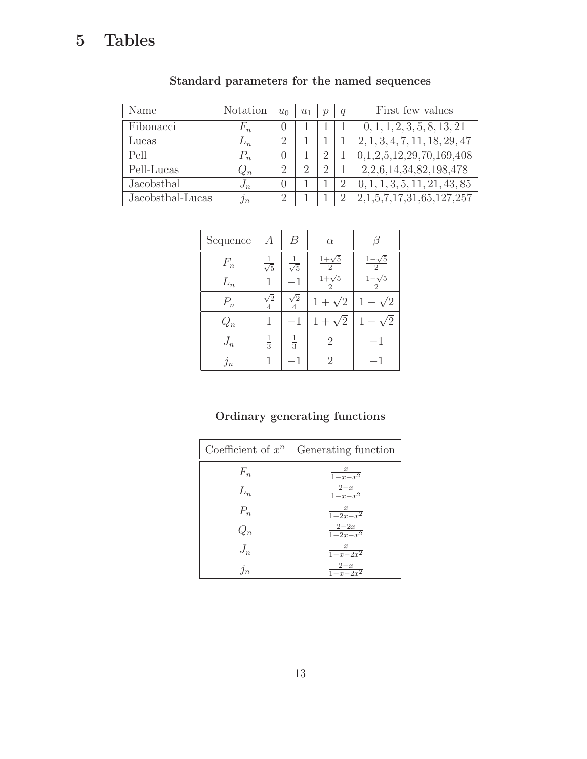# 5 Tables

**Standard parameters for the named sequences**

| Name | Notation | $u_0$ | $u_1$ | $p$ | $q$ | First few values |
|---|---|---|---|---|---|---|
| Fibonacci | $F_n$ | 0 | 1 | 1 | 1 | $0, 1, 1, 2, 3, 5, 8, 13, 21$ |
| Lucas | $L_n$ | 2 | 1 | 1 | 1 | $2, 1, 3, 4, 7, 11, 18, 29, 47$ |
| Pell | $P_n$ | 0 | 1 | 2 | 1 | 0,1,2,5,12,29,70,169,408 |
| Pell-Lucas | $Q_n$ | 2 | 2 | 2 | 1 | 2,2,6,14,34,82,198,478 |
| Jacobsthal | $J_n$ | 0 | 1 | 1 | 2 | $0, 1, 1, 3, 5, 11, 21, 43, 85$ |
| Jacobsthal-Lucas | $j_n$ | 2 | 1 | 1 | 2 | 2,1,5,7,17,31,65,127,257 |

| Sequence | $A$ | $B$ | $\alpha$ | $\beta$ |
|---|---|---|---|---|
| $F_n$ | $\frac{1}{\sqrt{5}}$ | $\frac{1}{\sqrt{5}}$ | $\frac{1+\sqrt{5}}{2}$ | $\frac{1-\sqrt{5}}{2}$ |
| $L_n$ | $1$ | $-1$ | $\frac{1+\sqrt{5}}{2}$ | $\frac{1-\sqrt{5}}{2}$ |
| $P_n$ | $\frac{\sqrt{2}}{4}$ | $\frac{\sqrt{2}}{4}$ | $1+\sqrt{2}$ | $1-\sqrt{2}$ |
| $Q_n$ | $1$ | $-1$ | $1+\sqrt{2}$ | $1-\sqrt{2}$ |
| $J_n$ | $\frac{1}{3}$ | $\frac{1}{3}$ | $2$ | $-1$ |
| $j_n$ | $1$ | $-1$ | $2$ | $-1$ |

**Ordinary generating functions**

| Coefficient of $x^n$ | Generating function |
|---|---|
| $F_n$ | $\frac{x}{1-x-x^2}$ |
| $L_n$ | $\frac{2-x}{1-x-x^2}$ |
| $P_n$ | $\frac{x}{1-2x-x^2}$ |
| $Q_n$ | $\frac{2-2x}{1-2x-x^2}$ |
| $J_n$ | $\frac{x}{1-x-2x^2}$ |
| $j_n$ | $\frac{2-x}{1-x-2x^2}$ |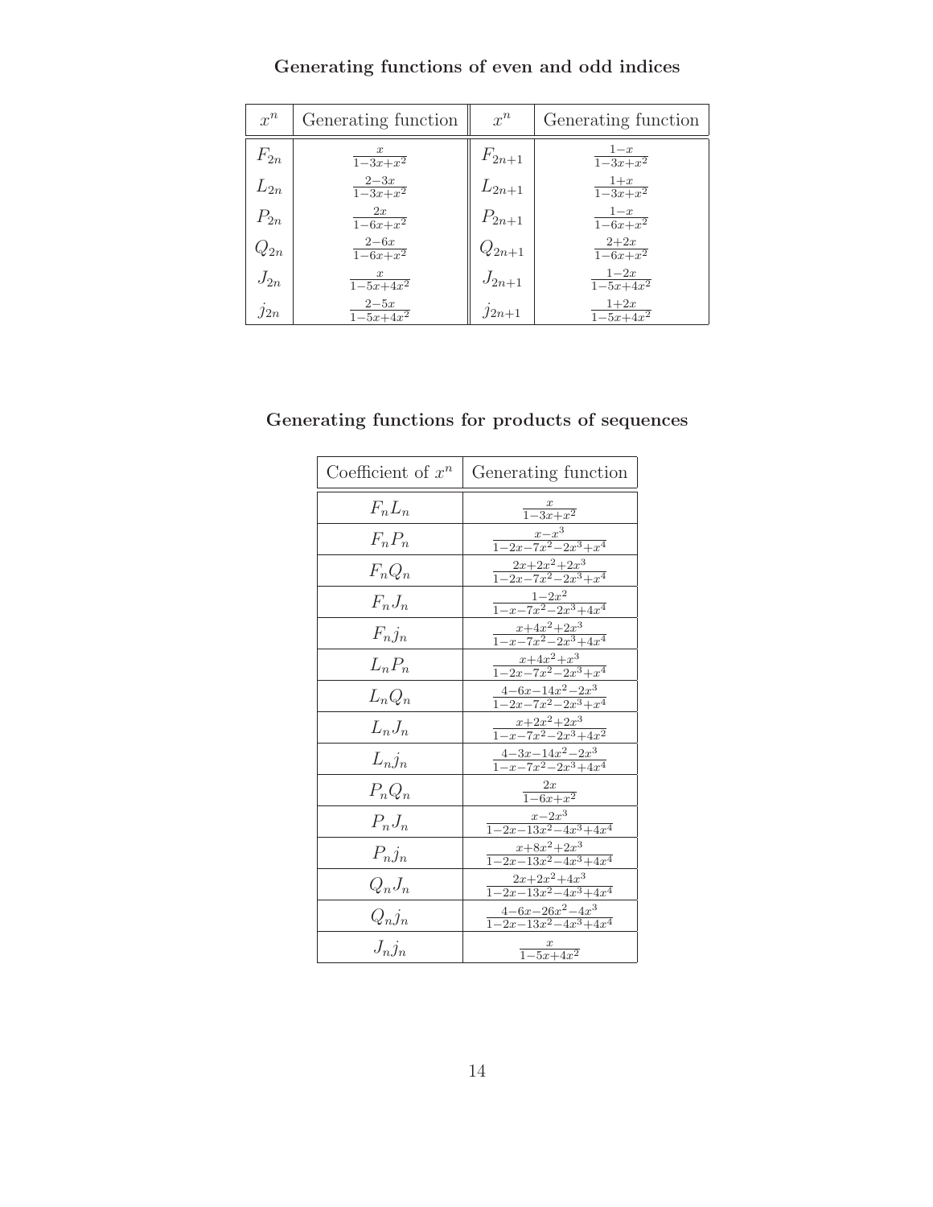**Generating functions of even and odd indices**

| $x^n$ | Generating function | $x^n$ | Generating function |
|---|---|---|---|
| $F_{2n}$ | $\frac{x}{1-3x+x^2}$ | $F_{2n+1}$ | $\frac{1-x}{1-3x+x^2}$ |
| $L_{2n}$ | $\frac{2-3x}{1-3x+x^2}$ | $L_{2n+1}$ | $\frac{1+x}{1-3x+x^2}$ |
| $P_{2n}$ | $\frac{2x}{1-6x+x^2}$ | $P_{2n+1}$ | $\frac{1-x}{1-6x+x^2}$ |
| $Q_{2n}$ | $\frac{2-6x}{1-6x+x^2}$ | $Q_{2n+1}$ | $\frac{2+2x}{1-6x+x^2}$ |
| $J_{2n}$ | $\frac{x}{1-5x+4x^2}$ | $J_{2n+1}$ | $\frac{1-2x}{1-5x+4x^2}$ |
| $j_{2n}$ | $\frac{2-5x}{1-5x+4x^2}$ | $j_{2n+1}$ | $\frac{1+2x}{1-5x+4x^2}$ |

**Generating functions for products of sequences**

| Coefficient of $x^n$ | Generating function |
|---|---|
| $F_nL_n$ | $\frac{x}{1-3x+x^2}$ |
| $F_nP_n$ | $\frac{x-x^3}{1-2x-7x^2-2x^3+x^4}$ |
| $F_nQ_n$ | $\frac{2x+2x^2+2x^3}{1-2x-7x^2-2x^3+x^4}$ |
| $F_nJ_n$ | $\frac{1-2x^2}{1-x-7x^2-2x^3+4x^4}$ |
| $F_nj_n$ | $\frac{x+4x^2+2x^3}{1-x-7x^2-2x^3+4x^4}$ |
| $L_nP_n$ | $\frac{x+4x^2+x^3}{1-2x-7x^2-2x^3+x^4}$ |
| $L_nQ_n$ | $\frac{4-6x-14x^2-2x^3}{1-2x-7x^2-2x^3+x^4}$ |
| $L_nJ_n$ | $\frac{x+2x^2+2x^3}{1-x-7x^2-2x^3+4x^2}$ |
| $L_nj_n$ | $\frac{4-3x-14x^2-2x^3}{1-x-7x^2-2x^3+4x^4}$ |
| $P_nQ_n$ | $\frac{2x}{1-6x+x^2}$ |
| $P_nJ_n$ | $\frac{x-2x^3}{1-2x-13x^2-4x^3+4x^4}$ |
| $P_nj_n$ | $\frac{x+8x^2+2x^3}{1-2x-13x^2-4x^3+4x^4}$ |
| $Q_nJ_n$ | $\frac{2x+2x^2+4x^3}{1-2x-13x^2-4x^3+4x^4}$ |
| $Q_nj_n$ | $\frac{4-6x-26x^2-4x^3}{1-2x-13x^2-4x^3+4x^4}$ |
| $J_nj_n$ | $\frac{x}{1-5x+4x^2}$ |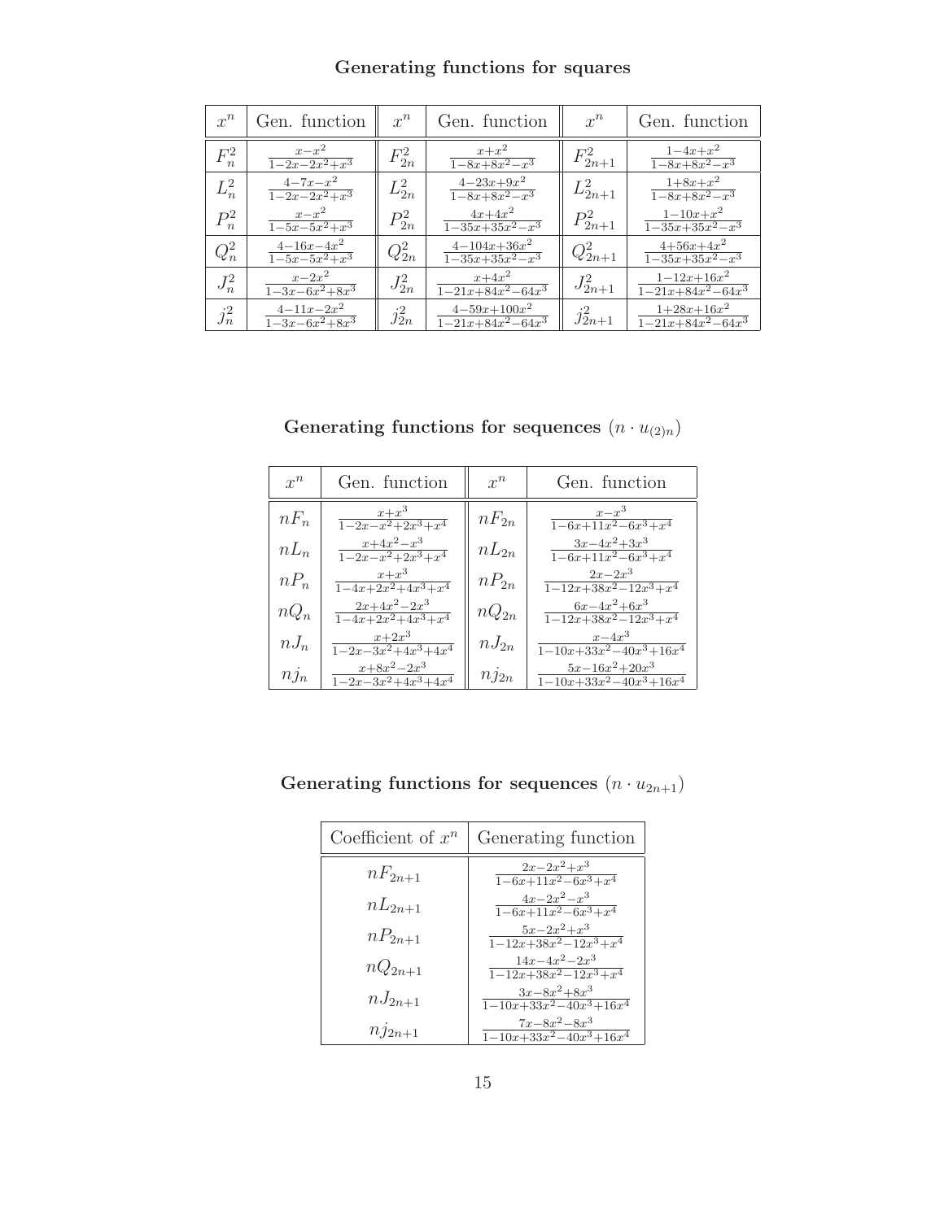## Generating functions for squares

| $x^n$ | Gen. function | $x^n$ | Gen. function | $x^n$ | Gen. function |
|---|---|---|---|---|---|
| $F_n^2$ | $\frac{x-x^2}{1-2x-2x^2+x^3}$ | $F_{2n}^2$ | $\frac{x+x^2}{1-8x+8x^2-x^3}$ | $F_{2n+1}^2$ | $\frac{1-4x+x^2}{1-8x+8x^2-x^3}$ |
| $L_n^2$ | $\frac{4-7x-x^2}{1-2x-2x^2+x^3}$ | $L_{2n}^2$ | $\frac{4-23x+9x^2}{1-8x+8x^2-x^3}$ | $L_{2n+1}^2$ | $\frac{1+8x+x^2}{1-8x+8x^2-x^3}$ |
| $P_n^2$ | $\frac{x-x^2}{1-5x-5x^2+x^3}$ | $P_{2n}^2$ | $\frac{4x+4x^2}{1-35x+35x^2-x^3}$ | $P_{2n+1}^2$ | $\frac{1-10x+x^2}{1-35x+35x^2-x^3}$ |
| $Q_n^2$ | $\frac{4-16x-4x^2}{1-5x-5x^2+x^3}$ | $Q_{2n}^2$ | $\frac{4-104x+36x^2}{1-35x+35x^2-x^3}$ | $Q_{2n+1}^2$ | $\frac{4+56x+4x^2}{1-35x+35x^2-x^3}$ |
| $J_n^2$ | $\frac{x-2x^2}{1-3x-6x^2+8x^3}$ | $J_{2n}^2$ | $\frac{x+4x^2}{1-21x+84x^2-64x^3}$ | $J_{2n+1}^2$ | $\frac{1-12x+16x^2}{1-21x+84x^2-64x^3}$ |
| $j_n^2$ | $\frac{4-11x-2x^2}{1-3x-6x^2+8x^3}$ | $j_{2n}^2$ | $\frac{4-59x+100x^2}{1-21x+84x^2-64x^3}$ | $j_{2n+1}^2$ | $\frac{1+28x+16x^2}{1-21x+84x^2-64x^3}$ |

## Generating functions for sequences $(n \cdot u_{(2)n})$

| $x^n$ | Gen. function | $x^n$ | Gen. function |
|---|---|---|---|
| $nF_n$ | $\frac{x+x^3}{1-2x-x^2+2x^3+x^4}$ | $nF_{2n}$ | $\frac{x-x^3}{1-6x+11x^2-6x^3+x^4}$ |
| $nL_n$ | $\frac{x+4x^2-x^3}{1-2x-x^2+2x^3+x^4}$ | $nL_{2n}$ | $\frac{3x-4x^2+3x^3}{1-6x+11x^2-6x^3+x^4}$ |
| $nP_n$ | $\frac{x+x^3}{1-4x+2x^2+4x^3+x^4}$ | $nP_{2n}$ | $\frac{2x-2x^3}{1-12x+38x^2-12x^3+x^4}$ |
| $nQ_n$ | $\frac{2x+4x^2-2x^3}{1-4x+2x^2+4x^3+x^4}$ | $nQ_{2n}$ | $\frac{6x-4x^2+6x^3}{1-12x+38x^2-12x^3+x^4}$ |
| $nJ_n$ | $\frac{x+2x^3}{1-2x-3x^2+4x^3+4x^4}$ | $nJ_{2n}$ | $\frac{x-4x^3}{1-10x+33x^2-40x^3+16x^4}$ |
| $nj_n$ | $\frac{x+8x^2-2x^3}{1-2x-3x^2+4x^3+4x^4}$ | $nj_{2n}$ | $\frac{5x-16x^2+20x^3}{1-10x+33x^2-40x^3+16x^4}$ |

## Generating functions for sequences $(n \cdot u_{2n+1})$

| Coefficient of $x^n$ | Generating function |
|---|---|
| $nF_{2n+1}$ | $\frac{2x-2x^2+x^3}{1-6x+11x^2-6x^3+x^4}$ |
| $nL_{2n+1}$ | $\frac{4x-2x^2-x^3}{1-6x+11x^2-6x^3+x^4}$ |
| $nP_{2n+1}$ | $\frac{5x-2x^2+x^3}{1-12x+38x^2-12x^3+x^4}$ |
| $nQ_{2n+1}$ | $\frac{14x-4x^2-2x^3}{1-12x+38x^2-12x^3+x^4}$ |
| $nJ_{2n+1}$ | $\frac{3x-8x^2+8x^3}{1-10x+33x^2-40x^3+16x^4}$ |
| $nj_{2n+1}$ | $\frac{7x-8x^2-8x^3}{1-10x+33x^2-40x^3+16x^4}$ |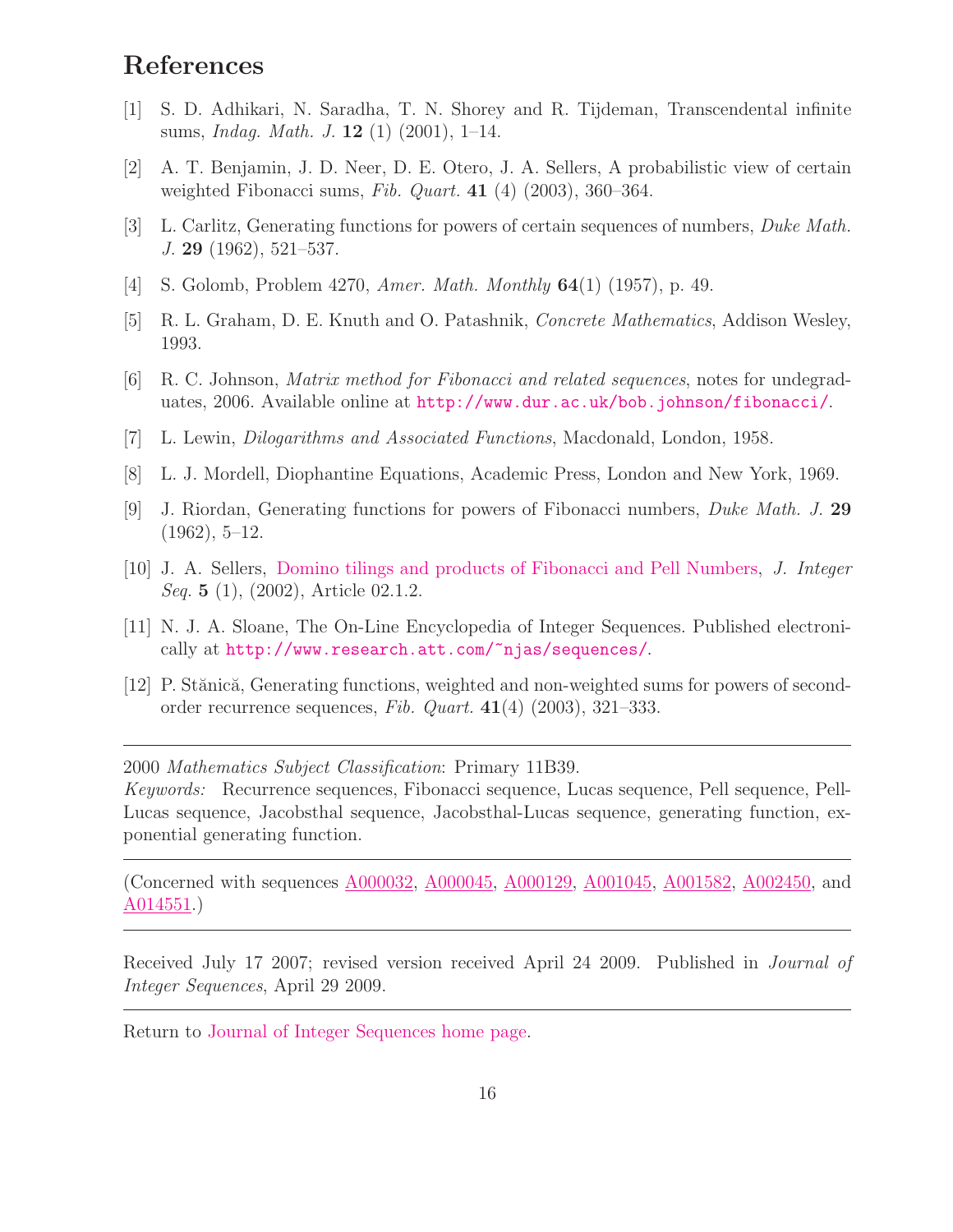## References

[1] S. D. Adhikari, N. Saradha, T. N. Shorey and R. Tijdeman, Transcendental infinite sums, *Indag. Math. J.* **12** (1) (2001), 1–14.

[2] A. T. Benjamin, J. D. Neer, D. E. Otero, J. A. Sellers, A probabilistic view of certain weighted Fibonacci sums, *Fib. Quart.* **41** (4) (2003), 360–364.

[3] L. Carlitz, Generating functions for powers of certain sequences of numbers, *Duke Math. J.* **29** (1962), 521–537.

[4] S. Golomb, Problem 4270, *Amer. Math. Monthly* **64**(1) (1957), p. 49.

[5] R. L. Graham, D. E. Knuth and O. Patashnik, *Concrete Mathematics*, Addison Wesley, 1993.

[6] R. C. Johnson, *Matrix method for Fibonacci and related sequences*, notes for undegraduates, 2006. Available online at http://www.dur.ac.uk/bob.johnson/fibonacci/.

[7] L. Lewin, *Dilogarithms and Associated Functions*, Macdonald, London, 1958.

[8] L. J. Mordell, Diophantine Equations, Academic Press, London and New York, 1969.

[9] J. Riordan, Generating functions for powers of Fibonacci numbers, *Duke Math. J.* **29** (1962), 5–12.

[10] J. A. Sellers, Domino tilings and products of Fibonacci and Pell Numbers, *J. Integer Seq.* **5** (1), (2002), Article 02.1.2.

[11] N. J. A. Sloane, The On-Line Encyclopedia of Integer Sequences. Published electronically at http://www.research.att.com/~njas/sequences/.

[12] P. Stănică, Generating functions, weighted and non-weighted sums for powers of second-order recurrence sequences, *Fib. Quart.* **41**(4) (2003), 321–333.

---

2000 *Mathematics Subject Classification*: Primary 11B39.
*Keywords:* Recurrence sequences, Fibonacci sequence, Lucas sequence, Pell sequence, Pell-Lucas sequence, Jacobsthal sequence, Jacobsthal-Lucas sequence, generating function, exponential generating function.

---

(Concerned with sequences A000032, A000045, A000129, A001045, A001582, A002450, and A014551.)

---

Received July 17 2007; revised version received April 24 2009. Published in *Journal of Integer Sequences*, April 29 2009.

---

Return to Journal of Integer Sequences home page.